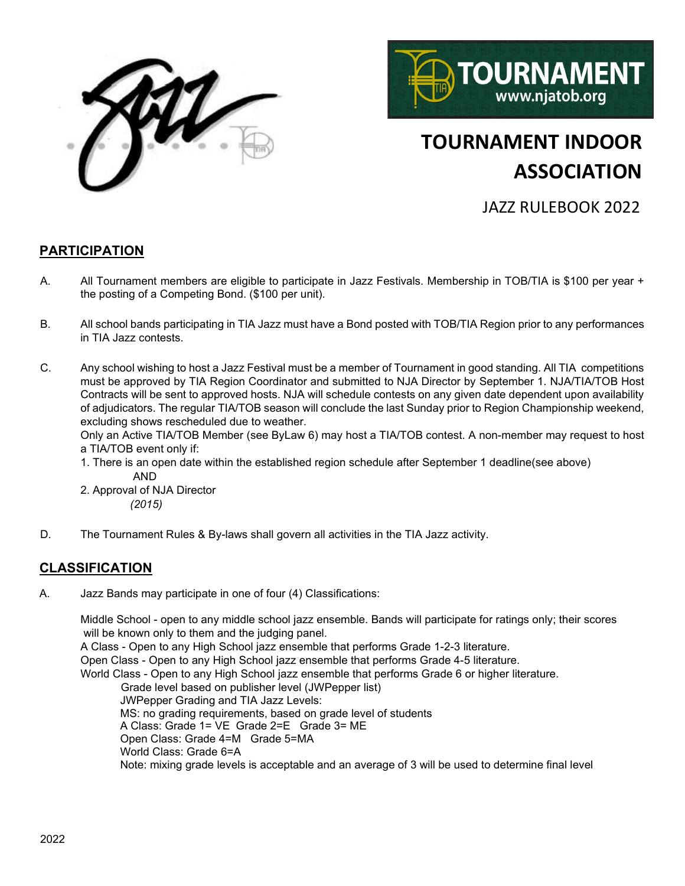TOURNAMENT
www.njatob.org

# TOURNAMENT INDOOR ASSOCIATION

JAZZ RULEBOOK 2022

## PARTICIPATION

A. All Tournament members are eligible to participate in Jazz Festivals. Membership in TOB/TIA is $100 per year + the posting of a Competing Bond. ($100 per unit).

B. All school bands participating in TIA Jazz must have a Bond posted with TOB/TIA Region prior to any performances in TIA Jazz contests.

C. Any school wishing to host a Jazz Festival must be a member of Tournament in good standing. All TIA competitions must be approved by TIA Region Coordinator and submitted to NJA Director by September 1. NJA/TIA/TOB Host Contracts will be sent to approved hosts. NJA will schedule contests on any given date dependent upon availability of adjudicators. The regular TIA/TOB season will conclude the last Sunday prior to Region Championship weekend, excluding shows rescheduled due to weather.

   Only an Active TIA/TOB Member (see ByLaw 6) may host a TIA/TOB contest. A non-member may request to host a TIA/TOB event only if:

   1. There is an open date within the established region schedule after September 1 deadline(see above)
      AND
   2. Approval of NJA Director
      *(2015)*

D. The Tournament Rules & By-laws shall govern all activities in the TIA Jazz activity.

## CLASSIFICATION

A. Jazz Bands may participate in one of four (4) Classifications:

   Middle School - open to any middle school jazz ensemble. Bands will participate for ratings only; their scores will be known only to them and the judging panel.
   A Class - Open to any High School jazz ensemble that performs Grade 1-2-3 literature.
   Open Class - Open to any High School jazz ensemble that performs Grade 4-5 literature.
   World Class - Open to any High School jazz ensemble that performs Grade 6 or higher literature.

   Grade level based on publisher level (JWPepper list)
   JWPepper Grading and TIA Jazz Levels:
   MS: no grading requirements, based on grade level of students
   A Class: Grade 1= VE  Grade 2=E  Grade 3= ME
   Open Class: Grade 4=M  Grade 5=MA
   World Class: Grade 6=A
   Note: mixing grade levels is acceptable and an average of 3 will be used to determine final level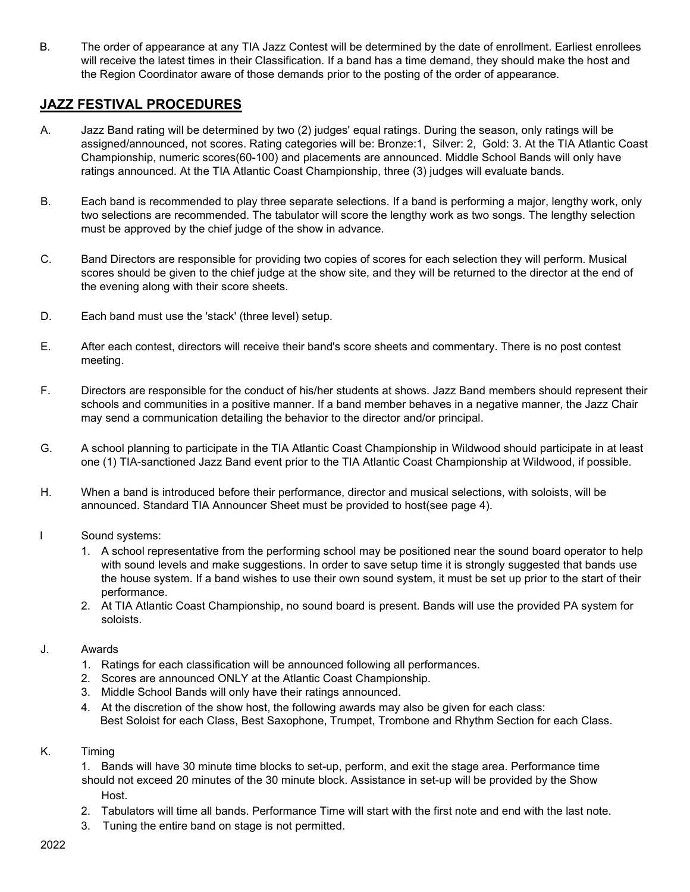B. The order of appearance at any TIA Jazz Contest will be determined by the date of enrollment. Earliest enrollees will receive the latest times in their Classification. If a band has a time demand, they should make the host and the Region Coordinator aware of those demands prior to the posting of the order of appearance.

## JAZZ FESTIVAL PROCEDURES

A. Jazz Band rating will be determined by two (2) judges' equal ratings. During the season, only ratings will be assigned/announced, not scores. Rating categories will be: Bronze:1, Silver: 2, Gold: 3. At the TIA Atlantic Coast Championship, numeric scores(60-100) and placements are announced. Middle School Bands will only have ratings announced. At the TIA Atlantic Coast Championship, three (3) judges will evaluate bands.

B. Each band is recommended to play three separate selections. If a band is performing a major, lengthy work, only two selections are recommended. The tabulator will score the lengthy work as two songs. The lengthy selection must be approved by the chief judge of the show in advance.

C. Band Directors are responsible for providing two copies of scores for each selection they will perform. Musical scores should be given to the chief judge at the show site, and they will be returned to the director at the end of the evening along with their score sheets.

D. Each band must use the 'stack' (three level) setup.

E. After each contest, directors will receive their band's score sheets and commentary. There is no post contest meeting.

F. Directors are responsible for the conduct of his/her students at shows. Jazz Band members should represent their schools and communities in a positive manner. If a band member behaves in a negative manner, the Jazz Chair may send a communication detailing the behavior to the director and/or principal.

G. A school planning to participate in the TIA Atlantic Coast Championship in Wildwood should participate in at least one (1) TIA-sanctioned Jazz Band event prior to the TIA Atlantic Coast Championship at Wildwood, if possible.

H. When a band is introduced before their performance, director and musical selections, with soloists, will be announced. Standard TIA Announcer Sheet must be provided to host(see page 4).

I Sound systems:

1. A school representative from the performing school may be positioned near the sound board operator to help with sound levels and make suggestions. In order to save setup time it is strongly suggested that bands use the house system. If a band wishes to use their own sound system, it must be set up prior to the start of their performance.
2. At TIA Atlantic Coast Championship, no sound board is present. Bands will use the provided PA system for soloists.

J. Awards

1. Ratings for each classification will be announced following all performances.
2. Scores are announced ONLY at the Atlantic Coast Championship.
3. Middle School Bands will only have their ratings announced.
4. At the discretion of the show host, the following awards may also be given for each class:
   Best Soloist for each Class, Best Saxophone, Trumpet, Trombone and Rhythm Section for each Class.

K. Timing

1. Bands will have 30 minute time blocks to set-up, perform, and exit the stage area. Performance time should not exceed 20 minutes of the 30 minute block. Assistance in set-up will be provided by the Show Host.
2. Tabulators will time all bands. Performance Time will start with the first note and end with the last note.
3. Tuning the entire band on stage is not permitted.

2022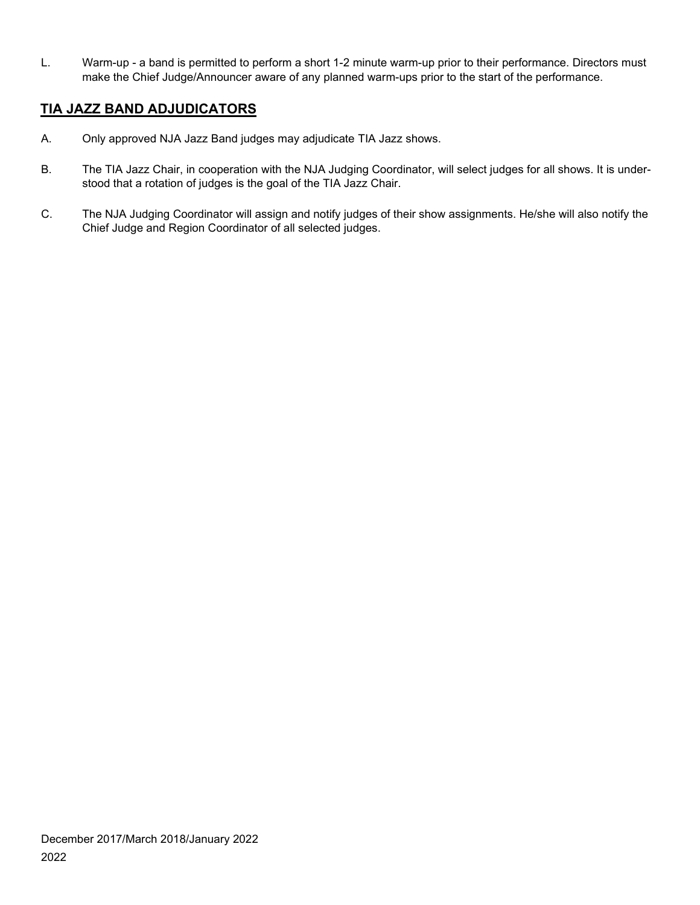L. Warm-up - a band is permitted to perform a short 1-2 minute warm-up prior to their performance. Directors must make the Chief Judge/Announcer aware of any planned warm-ups prior to the start of the performance.

## TIA JAZZ BAND ADJUDICATORS

A. Only approved NJA Jazz Band judges may adjudicate TIA Jazz shows.

B. The TIA Jazz Chair, in cooperation with the NJA Judging Coordinator, will select judges for all shows. It is understood that a rotation of judges is the goal of the TIA Jazz Chair.

C. The NJA Judging Coordinator will assign and notify judges of their show assignments. He/she will also notify the Chief Judge and Region Coordinator of all selected judges.

December 2017/March 2018/January 2022

2022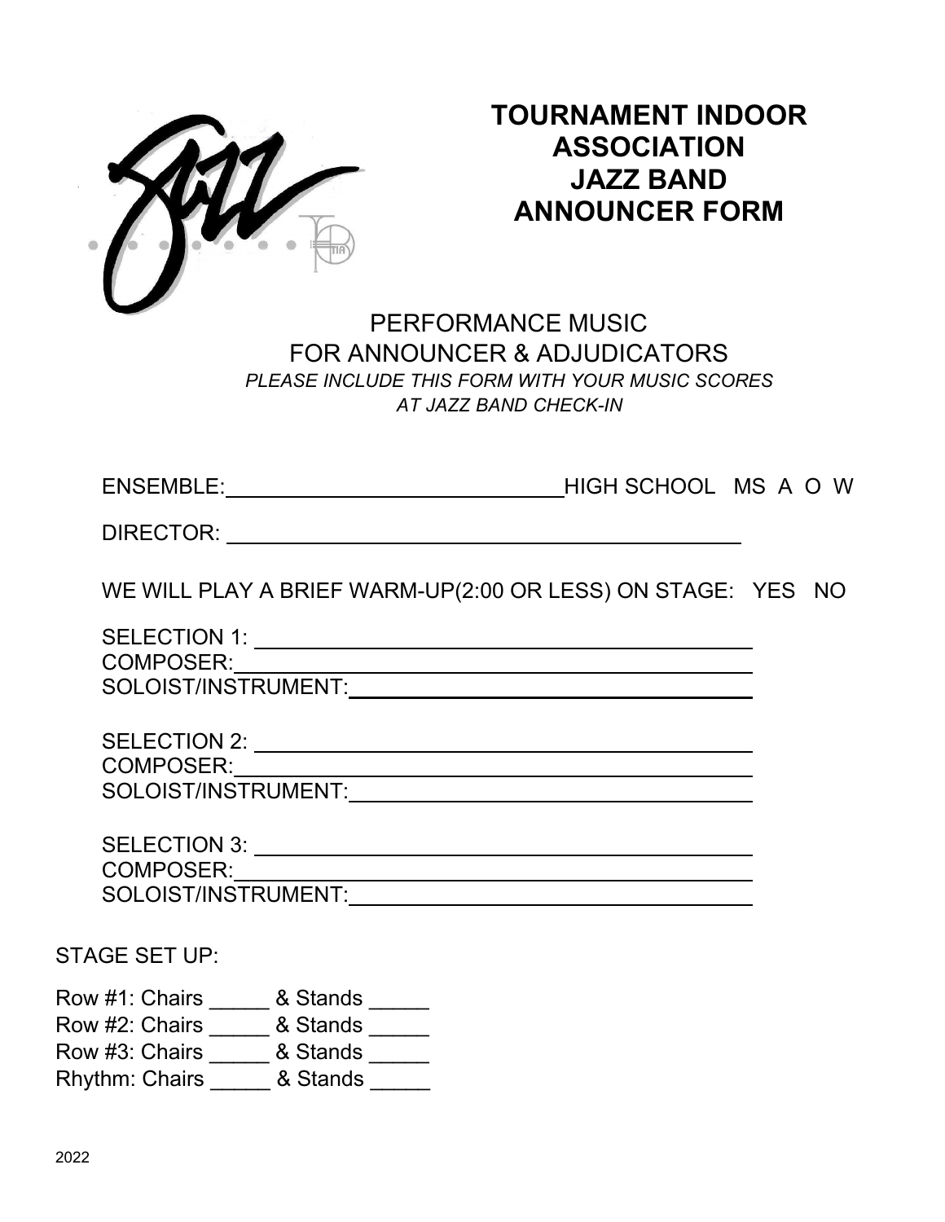# TOURNAMENT INDOOR ASSOCIATION JAZZ BAND ANNOUNCER FORM

PERFORMANCE MUSIC
FOR ANNOUNCER & ADJUDICATORS

*PLEASE INCLUDE THIS FORM WITH YOUR MUSIC SCORES AT JAZZ BAND CHECK-IN*

ENSEMBLE:______________________________HIGH SCHOOL MS A O W

DIRECTOR: ________________________________________________

WE WILL PLAY A BRIEF WARM-UP(2:00 OR LESS) ON STAGE: YES NO

SELECTION 1: ______________________________________________
COMPOSER:_________________________________________________
SOLOIST/INSTRUMENT:_______________________________________

SELECTION 2: ______________________________________________
COMPOSER:_________________________________________________
SOLOIST/INSTRUMENT:_______________________________________

SELECTION 3: ______________________________________________
COMPOSER:_________________________________________________
SOLOIST/INSTRUMENT:_______________________________________

STAGE SET UP:

Row #1: Chairs _____ & Stands _____
Row #2: Chairs _____ & Stands _____
Row #3: Chairs _____ & Stands _____
Rhythm: Chairs _____ & Stands _____

2022